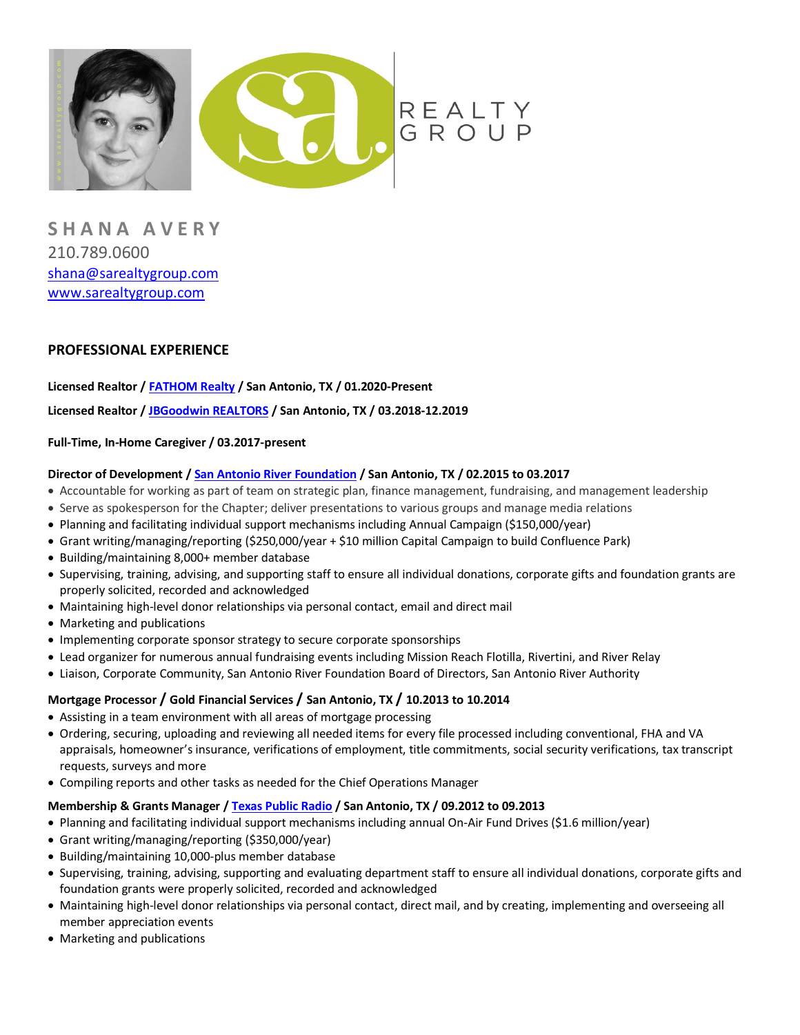REALTY GROUP

# SHANA AVERY

210.789.0600
shana@sarealtygroup.com
www.sarealtygroup.com

## PROFESSIONAL EXPERIENCE

**Licensed Realtor / FATHOM Realty / San Antonio, TX / 01.2020-Present**

**Licensed Realtor / JBGoodwin REALTORS / San Antonio, TX / 03.2018-12.2019**

**Full-Time, In-Home Caregiver / 03.2017-present**

**Director of Development / San Antonio River Foundation / San Antonio, TX / 02.2015 to 03.2017**

- Accountable for working as part of team on strategic plan, finance management, fundraising, and management leadership
- Serve as spokesperson for the Chapter; deliver presentations to various groups and manage media relations
- Planning and facilitating individual support mechanisms including Annual Campaign ($150,000/year)
- Grant writing/managing/reporting ($250,000/year + $10 million Capital Campaign to build Confluence Park)
- Building/maintaining 8,000+ member database
- Supervising, training, advising, and supporting staff to ensure all individual donations, corporate gifts and foundation grants are properly solicited, recorded and acknowledged
- Maintaining high-level donor relationships via personal contact, email and direct mail
- Marketing and publications
- Implementing corporate sponsor strategy to secure corporate sponsorships
- Lead organizer for numerous annual fundraising events including Mission Reach Flotilla, Rivertini, and River Relay
- Liaison, Corporate Community, San Antonio River Foundation Board of Directors, San Antonio River Authority

**Mortgage Processor / Gold Financial Services / San Antonio, TX / 10.2013 to 10.2014**

- Assisting in a team environment with all areas of mortgage processing
- Ordering, securing, uploading and reviewing all needed items for every file processed including conventional, FHA and VA appraisals, homeowner's insurance, verifications of employment, title commitments, social security verifications, tax transcript requests, surveys and more
- Compiling reports and other tasks as needed for the Chief Operations Manager

**Membership & Grants Manager / Texas Public Radio / San Antonio, TX / 09.2012 to 09.2013**

- Planning and facilitating individual support mechanisms including annual On-Air Fund Drives ($1.6 million/year)
- Grant writing/managing/reporting ($350,000/year)
- Building/maintaining 10,000-plus member database
- Supervising, training, advising, supporting and evaluating department staff to ensure all individual donations, corporate gifts and foundation grants were properly solicited, recorded and acknowledged
- Maintaining high-level donor relationships via personal contact, direct mail, and by creating, implementing and overseeing all member appreciation events
- Marketing and publications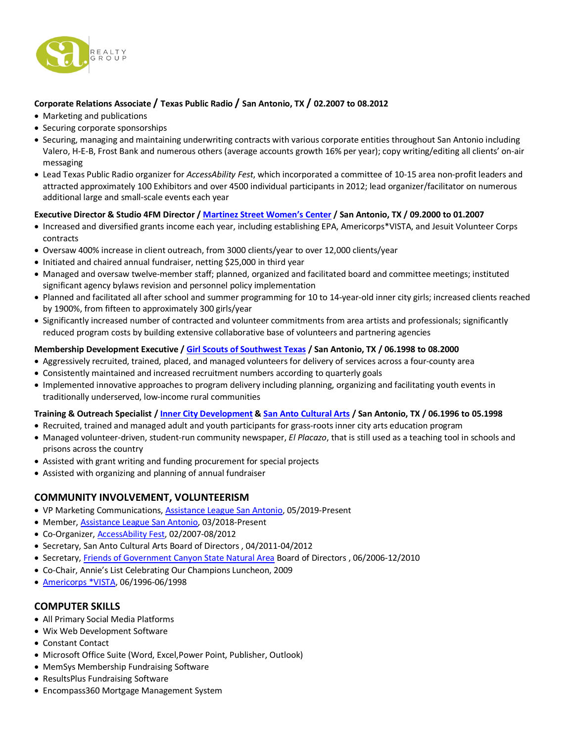**Corporate Relations Associate / Texas Public Radio / San Antonio, TX / 02.2007 to 08.2012**

- Marketing and publications
- Securing corporate sponsorships
- Securing, managing and maintaining underwriting contracts with various corporate entities throughout San Antonio including Valero, H-E-B, Frost Bank and numerous others (average accounts growth 16% per year); copy writing/editing all clients' on-air messaging
- Lead Texas Public Radio organizer for *AccessAbility Fest*, which incorporated a committee of 10-15 area non-profit leaders and attracted approximately 100 Exhibitors and over 4500 individual participants in 2012; lead organizer/facilitator on numerous additional large and small-scale events each year

**Executive Director & Studio 4FM Director / Martinez Street Women's Center / San Antonio, TX / 09.2000 to 01.2007**

- Increased and diversified grants income each year, including establishing EPA, Americorps*VISTA, and Jesuit Volunteer Corps contracts
- Oversaw 400% increase in client outreach, from 3000 clients/year to over 12,000 clients/year
- Initiated and chaired annual fundraiser, netting $25,000 in third year
- Managed and oversaw twelve-member staff; planned, organized and facilitated board and committee meetings; instituted significant agency bylaws revision and personnel policy implementation
- Planned and facilitated all after school and summer programming for 10 to 14-year-old inner city girls; increased clients reached by 1900%, from fifteen to approximately 300 girls/year
- Significantly increased number of contracted and volunteer commitments from area artists and professionals; significantly reduced program costs by building extensive collaborative base of volunteers and partnering agencies

**Membership Development Executive / Girl Scouts of Southwest Texas / San Antonio, TX / 06.1998 to 08.2000**

- Aggressively recruited, trained, placed, and managed volunteers for delivery of services across a four-county area
- Consistently maintained and increased recruitment numbers according to quarterly goals
- Implemented innovative approaches to program delivery including planning, organizing and facilitating youth events in traditionally underserved, low-income rural communities

**Training & Outreach Specialist / Inner City Development & San Anto Cultural Arts / San Antonio, TX / 06.1996 to 05.1998**

- Recruited, trained and managed adult and youth participants for grass-roots inner city arts education program
- Managed volunteer-driven, student-run community newspaper, *El Placazo*, that is still used as a teaching tool in schools and prisons across the country
- Assisted with grant writing and funding procurement for special projects
- Assisted with organizing and planning of annual fundraiser

## COMMUNITY INVOLVEMENT, VOLUNTEERISM

- VP Marketing Communications, Assistance League San Antonio, 05/2019-Present
- Member, Assistance League San Antonio, 03/2018-Present
- Co-Organizer, AccessAbility Fest, 02/2007-08/2012
- Secretary, San Anto Cultural Arts Board of Directors , 04/2011-04/2012
- Secretary, Friends of Government Canyon State Natural Area Board of Directors , 06/2006-12/2010
- Co-Chair, Annie's List Celebrating Our Champions Luncheon, 2009
- Americorps *VISTA, 06/1996-06/1998

## COMPUTER SKILLS

- All Primary Social Media Platforms
- Wix Web Development Software
- Constant Contact
- Microsoft Office Suite (Word, Excel,Power Point, Publisher, Outlook)
- MemSys Membership Fundraising Software
- ResultsPlus Fundraising Software
- Encompass360 Mortgage Management System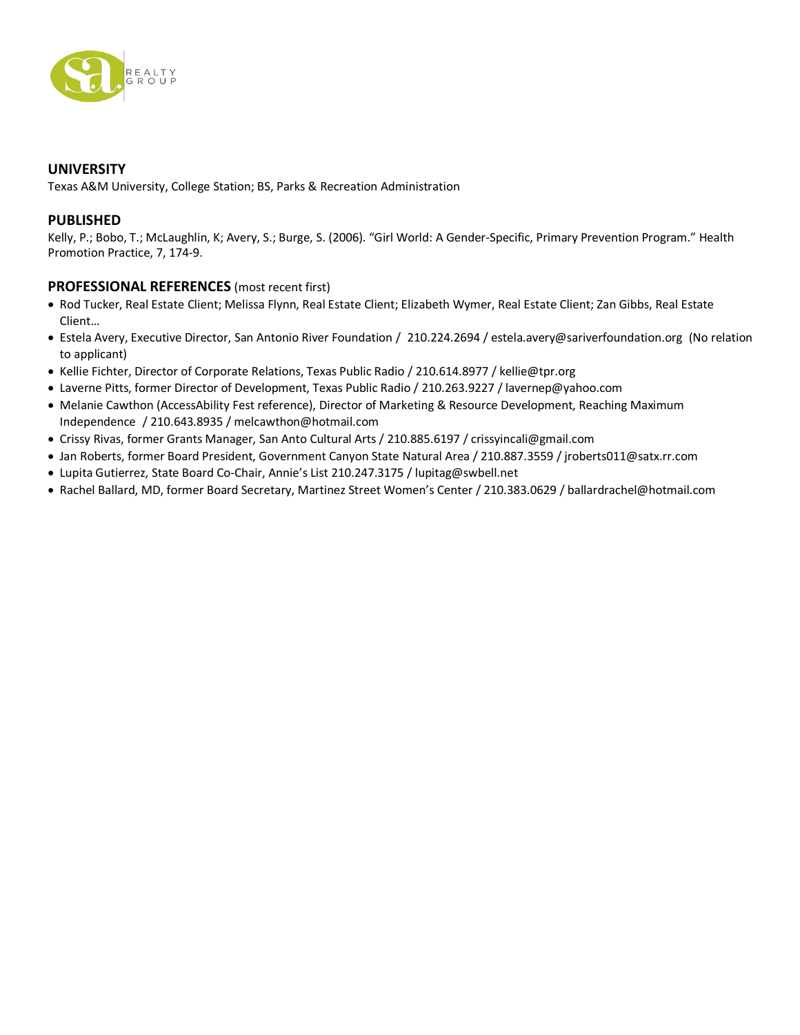## UNIVERSITY

Texas A&M University, College Station; BS, Parks & Recreation Administration

## PUBLISHED

Kelly, P.; Bobo, T.; McLaughlin, K; Avery, S.; Burge, S. (2006). "Girl World: A Gender-Specific, Primary Prevention Program." Health Promotion Practice, 7, 174-9.

## PROFESSIONAL REFERENCES (most recent first)

- Rod Tucker, Real Estate Client; Melissa Flynn, Real Estate Client; Elizabeth Wymer, Real Estate Client; Zan Gibbs, Real Estate Client…
- Estela Avery, Executive Director, San Antonio River Foundation / 210.224.2694 / estela.avery@sariverfoundation.org (No relation to applicant)
- Kellie Fichter, Director of Corporate Relations, Texas Public Radio / 210.614.8977 / kellie@tpr.org
- Laverne Pitts, former Director of Development, Texas Public Radio / 210.263.9227 / lavernep@yahoo.com
- Melanie Cawthon (AccessAbility Fest reference), Director of Marketing & Resource Development, Reaching Maximum Independence / 210.643.8935 / melcawthon@hotmail.com
- Crissy Rivas, former Grants Manager, San Anto Cultural Arts / 210.885.6197 / crissyincali@gmail.com
- Jan Roberts, former Board President, Government Canyon State Natural Area / 210.887.3559 / jroberts011@satx.rr.com
- Lupita Gutierrez, State Board Co-Chair, Annie's List 210.247.3175 / lupitag@swbell.net
- Rachel Ballard, MD, former Board Secretary, Martinez Street Women's Center / 210.383.0629 / ballardrachel@hotmail.com